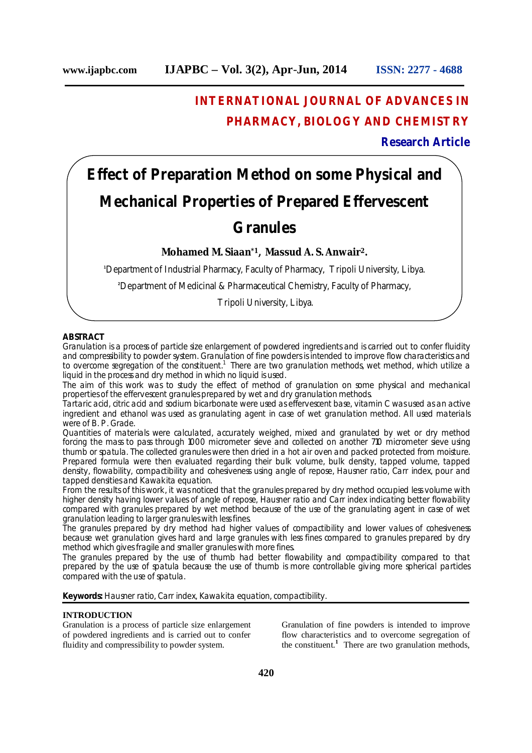# INTERNATIONAL JOURNAL OF ADVANCES IN PHARMACY, BIOLOGY AND CHEMISTRY

**Research Article**

# Effect of Preparation Method on some Physical and Mechanical Properties of Prepared Effervescent Granules

**Mohamed M. Siaan*[1], Massud A. S. Anwair[2].**

[1]Department of Industrial Pharmacy, Faculty of Pharmacy, Tripoli University, Libya.

[2]Department of Medicinal & Pharmaceutical Chemistry, Faculty of Pharmacy, Tripoli University, Libya.

## ABSTRACT

Granulation is a process of particle size enlargement of powdered ingredients and is carried out to confer fluidity and compressibility to powder system. Granulation of fine powders is intended to improve flow characteristics and to overcome segregation of the constituent.[1] There are two granulation methods, wet method, which utilize a liquid in the process and dry method in which no liquid is used.

The aim of this work was to study the effect of method of granulation on some physical and mechanical properties of the effervescent granules prepared by wet and dry granulation methods.

Tartaric acid, citric acid and sodium bicarbonate were used as effervescent base, vitamin C was used as an active ingredient and ethanol was used as granulating agent in case of wet granulation method. All used materials were of B. P. Grade.

Quantities of materials were calculated, accurately weighed, mixed and granulated by wet or dry method forcing the mass to pass through 1000 micrometer sieve and collected on another 710 micrometer sieve using thumb or spatula. The collected granules were then dried in a hot air oven and packed protected from moisture. Prepared formula were then evaluated regarding their bulk volume, bulk density, tapped volume, tapped density, flowability, compactibility and cohesiveness using angle of repose, Hausner ratio, Carr index, pour and tapped densities and Kawakita equation.

From the results of this work, it was noticed that the granules prepared by dry method occupied less volume with higher density having lower values of angle of repose, Hausner ratio and Carr index indicating better flowability compared with granules prepared by wet method because of the use of the granulating agent in case of wet granulation leading to larger granules with less fines.

The granules prepared by dry method had higher values of compactibility and lower values of cohesiveness because wet granulation gives hard and large granules with less fines compared to granules prepared by dry method which gives fragile and smaller granules with more fines.

The granules prepared by the use of thumb had better flowability and compactibility compared to that prepared by the use of spatula because the use of thumb is more controllable giving more spherical particles compared with the use of spatula.

**Keywords:** Hausner ratio, Carr index, Kawakita equation, compactibility.

## INTRODUCTION

Granulation is a process of particle size enlargement of powdered ingredients and is carried out to confer fluidity and compressibility to powder system. Granulation of fine powders is intended to improve flow characteristics and to overcome segregation of the constituent.[1] There are two granulation methods,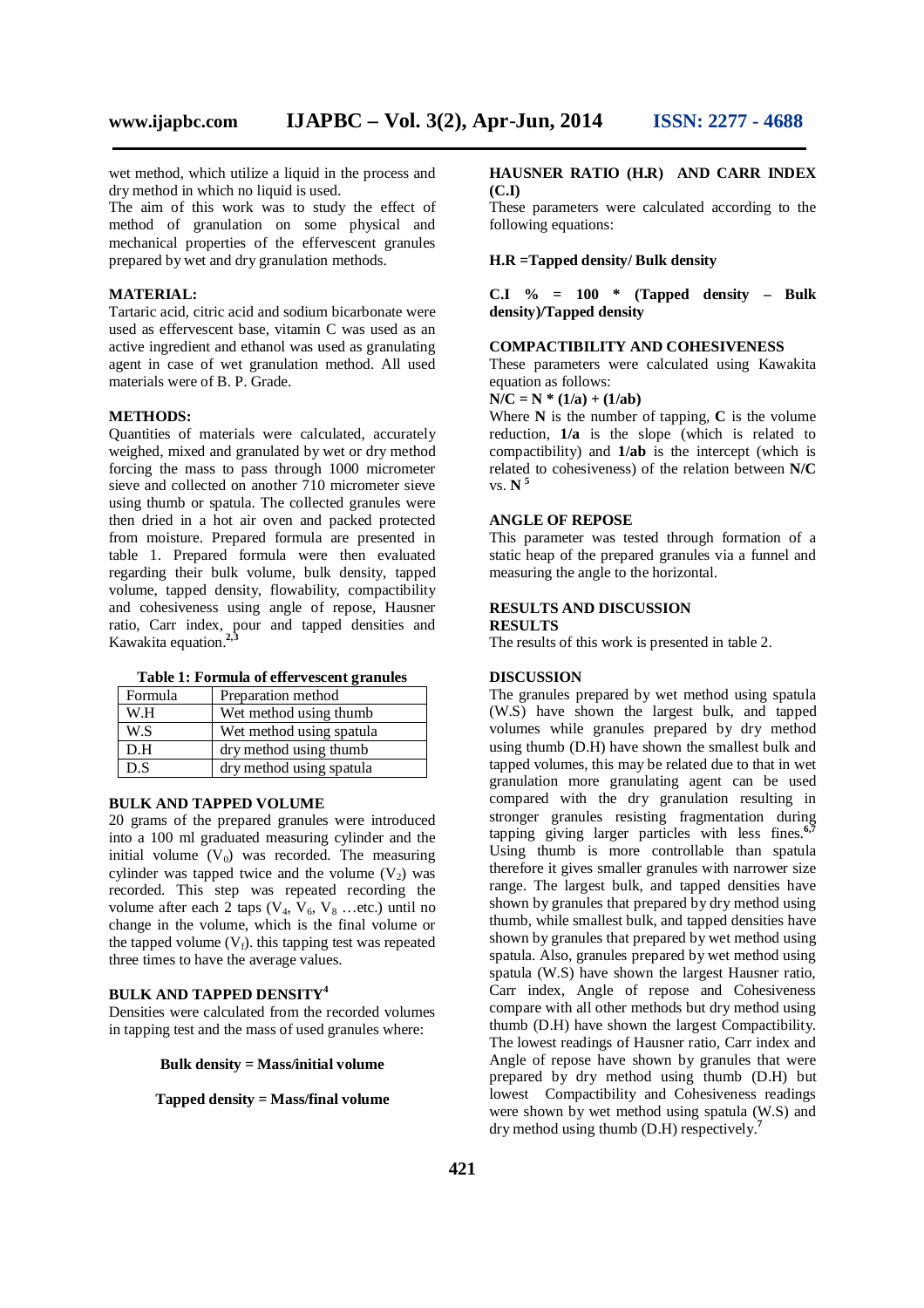wet method, which utilize a liquid in the process and dry method in which no liquid is used.

The aim of this work was to study the effect of method of granulation on some physical and mechanical properties of the effervescent granules prepared by wet and dry granulation methods.

## MATERIAL:

Tartaric acid, citric acid and sodium bicarbonate were used as effervescent base, vitamin C was used as an active ingredient and ethanol was used as granulating agent in case of wet granulation method. All used materials were of B. P. Grade.

## METHODS:

Quantities of materials were calculated, accurately weighed, mixed and granulated by wet or dry method forcing the mass to pass through 1000 micrometer sieve and collected on another 710 micrometer sieve using thumb or spatula. The collected granules were then dried in a hot air oven and packed protected from moisture. Prepared formula are presented in table 1. Prepared formula were then evaluated regarding their bulk volume, bulk density, tapped volume, tapped density, compactibility, flowability, and cohesiveness using angle of repose, Hausner ratio, Carr index, pour and tapped densities and Kawakita equation.[2,3]

**Table 1: Formula of effervescent granules**

| Formula | Preparation method |
|---|---|
| W.H | Wet method using thumb |
| W.S | Wet method using spatula |
| D.H | dry method using thumb |
| D.S | dry method using spatula |

### BULK AND TAPPED VOLUME

20 grams of the prepared granules were introduced into a 100 ml graduated measuring cylinder and the initial volume ($V_0$) was recorded. The measuring cylinder was tapped twice and the volume ($V_2$) was recorded. This step was repeated recording the volume after each 2 taps ($V_4$, $V_6$, $V_8$ …etc.) until no change in the volume, which is the final volume or the tapped volume ($V_f$). this tapping test was repeated three times to have the average values.

### BULK AND TAPPED DENSITY[4]

Densities were calculated from the recorded volumes in tapping test and the mass of used granules where:

**Bulk density = Mass/initial volume**

**Tapped density = Mass/final volume**

### HAUSNER RATIO (H.R) AND CARR INDEX (C.I)

These parameters were calculated according to the following equations:

**H.R =Tapped density/ Bulk density**

**C.I % = 100 * (Tapped density – Bulk density)/Tapped density**

### COMPACTIBILITY AND COHESIVENESS

These parameters were calculated using Kawakita equation as follows:

$$N/C = N * (1/a) + (1/ab)$$

Where **N** is the number of tapping, **C** is the volume reduction, **1/a** is the slope (which is related to compactibility) and **1/ab** is the intercept (which is related to cohesiveness) of the relation between **N/C** vs. **N**[5]

### ANGLE OF REPOSE

This parameter was tested through formation of a static heap of the prepared granules via a funnel and measuring the angle to the horizontal.

## RESULTS AND DISCUSSION

### RESULTS

The results of this work is presented in table 2.

### DISCUSSION

The granules prepared by wet method using spatula (W.S) have shown the largest bulk, and tapped volumes while granules prepared by dry method using thumb (D.H) have shown the smallest bulk and tapped volumes, this may be related due to that in wet granulation more granulating agent can be used compared with the dry granulation resulting in stronger granules resisting fragmentation during tapping giving larger particles with less fines.[6,7] Using thumb is more controllable than spatula therefore it gives smaller granules with narrower size range. The largest bulk, and tapped densities have shown by granules that prepared by dry method using thumb, while smallest bulk, and tapped densities have shown by granules that prepared by wet method using spatula. Also, granules prepared by wet method using spatula (W.S) have shown the largest Hausner ratio, Carr index, Angle of repose and Cohesiveness compare with all other methods but dry method using thumb (D.H) have shown the largest Compactibility. The lowest readings of Hausner ratio, Carr index and Angle of repose have shown by granules that were prepared by dry method using thumb (D.H) but lowest Compactibility and Cohesiveness readings were shown by wet method using spatula (W.S) and dry method using thumb (D.H) respectively.[7]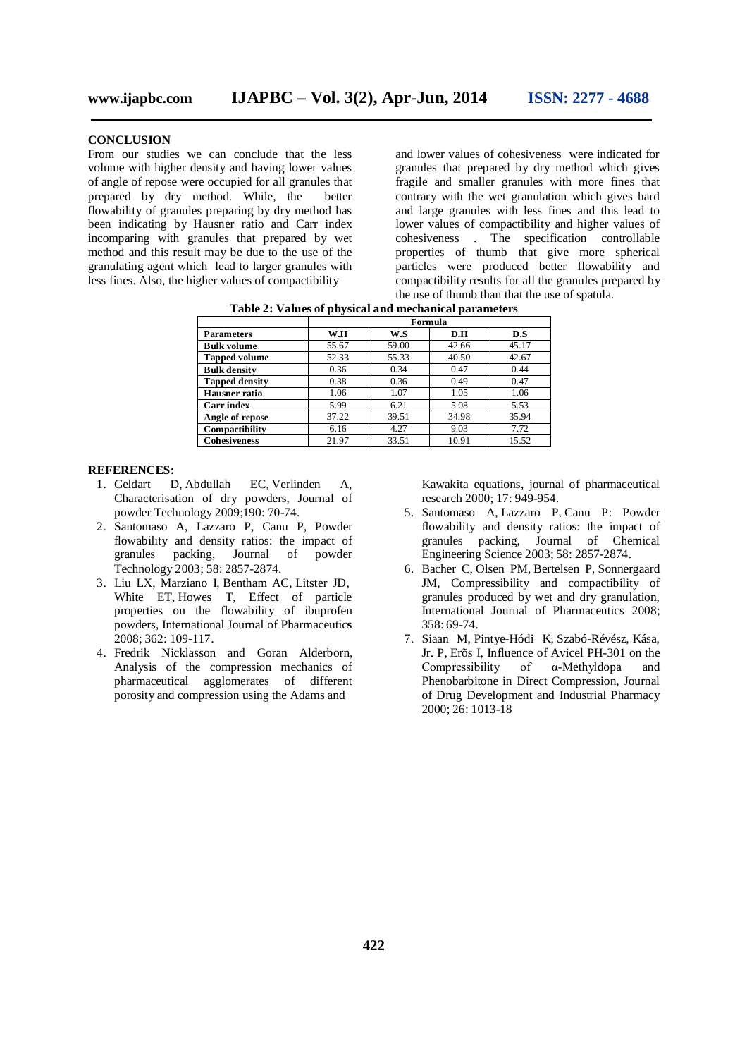## CONCLUSION

From our studies we can conclude that the less volume with higher density and having lower values of angle of repose were occupied for all granules that prepared by dry method. While, the better flowability of granules preparing by dry method has been indicating by Hausner ratio and Carr index incomparing with granules that prepared by wet method and this result may be due to the use of the granulating agent which lead to larger granules with less fines. Also, the higher values of compactibility and lower values of cohesiveness were indicated for granules that prepared by dry method which gives fragile and smaller granules with more fines that contrary with the wet granulation which gives hard and large granules with less fines and this lead to lower values of compactibility and higher values of cohesiveness . The specification controllable properties of thumb that give more spherical particles were produced better flowability and compactibility results for all the granules prepared by the use of thumb than that the use of spatula.

**Table 2: Values of physical and mechanical parameters**

| | Formula | | | |
|---|---|---|---|---|
| **Parameters** | **W.H** | **W.S** | **D.H** | **D.S** |
| **Bulk volume** | 55.67 | 59.00 | 42.66 | 45.17 |
| **Tapped volume** | 52.33 | 55.33 | 40.50 | 42.67 |
| **Bulk density** | 0.36 | 0.34 | 0.47 | 0.44 |
| **Tapped density** | 0.38 | 0.36 | 0.49 | 0.47 |
| **Hausner ratio** | 1.06 | 1.07 | 1.05 | 1.06 |
| **Carr index** | 5.99 | 6.21 | 5.08 | 5.53 |
| **Angle of repose** | 37.22 | 39.51 | 34.98 | 35.94 |
| **Compactibility** | 6.16 | 4.27 | 9.03 | 7.72 |
| **Cohesiveness** | 21.97 | 33.51 | 10.91 | 15.52 |

## REFERENCES:

1. Geldart D, Abdullah EC, Verlinden A, Characterisation of dry powders, Journal of powder Technology 2009;190: 70-74.
2. Santomaso A, Lazzaro P, Canu P, Powder flowability and density ratios: the impact of granules packing, Journal of powder Technology 2003; 58: 2857-2874.
3. Liu LX, Marziano I, Bentham AC, Litster JD, White ET, Howes T, Effect of particle properties on the flowability of ibuprofen powders, International Journal of Pharmaceutics 2008; 362: 109-117.
4. Fredrik Nicklasson and Goran Alderborn, Analysis of the compression mechanics of pharmaceutical agglomerates of different porosity and compression using the Adams and Kawakita equations, journal of pharmaceutical research 2000; 17: 949-954.
5. Santomaso A, Lazzaro P, Canu P: Powder flowability and density ratios: the impact of granules packing, Journal of Chemical Engineering Science 2003; 58: 2857-2874.
6. Bacher C, Olsen PM, Bertelsen P, Sonnergaard JM, Compressibility and compactibility of granules produced by wet and dry granulation, International Journal of Pharmaceutics 2008; 358: 69-74.
7. Siaan M, Pintye-Hódi K, Szabó-Révész, Kása, Jr. P, Erõs I, Influence of Avicel PH-301 on the Compressibility of α-Methyldopa and Phenobarbitone in Direct Compression, Journal of Drug Development and Industrial Pharmacy 2000; 26: 1013-18